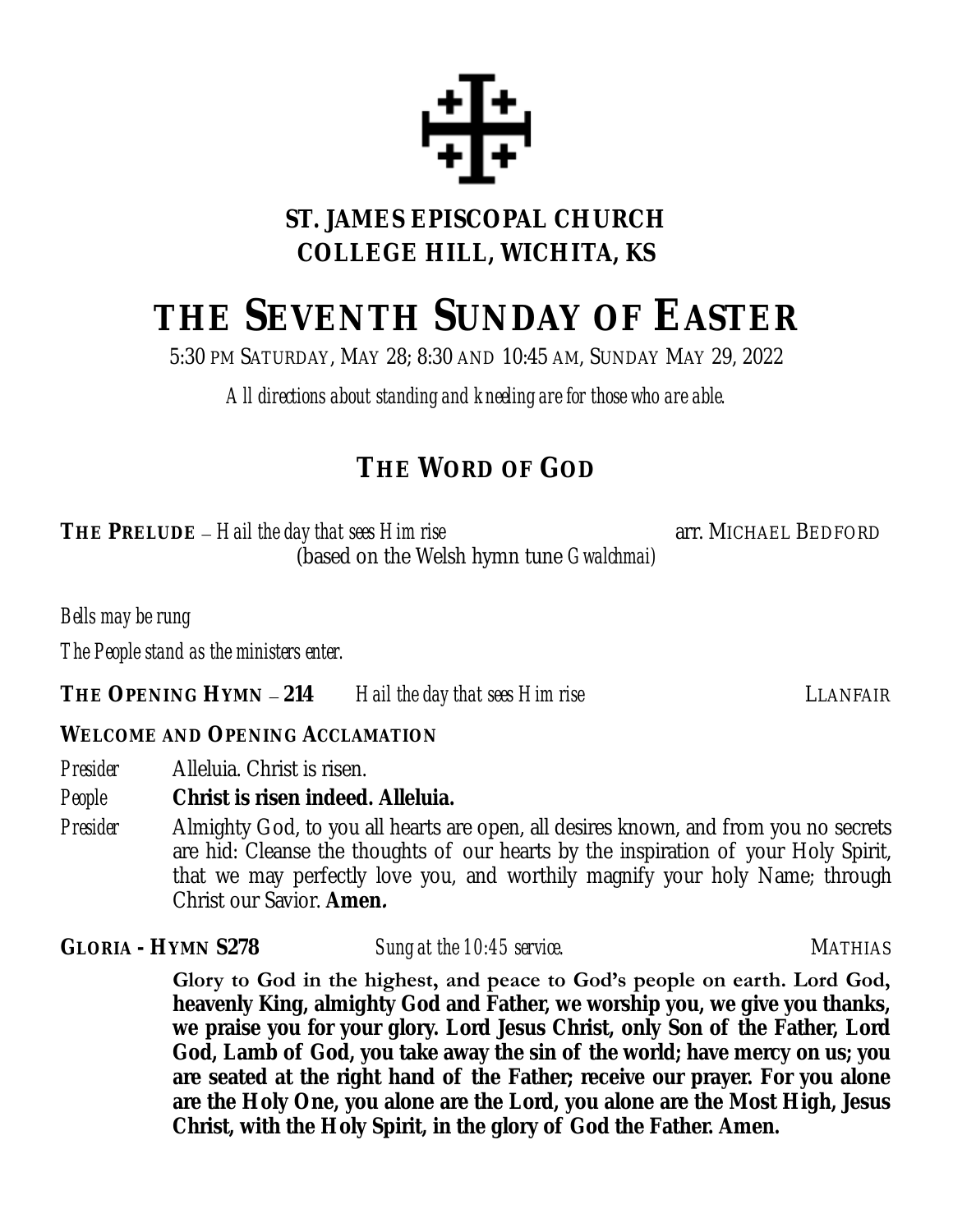**ST. JAMES EPISCOPAL CHURCH**
**COLLEGE HILL, WICHITA, KS**

# THE SEVENTH SUNDAY OF EASTER

5:30 PM SATURDAY, MAY 28; 8:30 AND 10:45 AM, SUNDAY MAY 29, 2022

*All directions about standing and kneeling are for those who are able.*

## THE WORD OF GOD

**THE PRELUDE** – *Hail the day that sees Him rise* arr. MICHAEL BEDFORD
(based on the Welsh hymn tune *Gwalchmai*)

*Bells may be rung*

*The People stand as the ministers enter.*

**THE OPENING HYMN – 214** *Hail the day that sees Him rise* LLANFAIR

**WELCOME AND OPENING ACCLAMATION**

*Presider* Alleluia. Christ is risen.

*People* **Christ is risen indeed. Alleluia.**

*Presider* Almighty God, to you all hearts are open, all desires known, and from you no secrets are hid: Cleanse the thoughts of our hearts by the inspiration of your Holy Spirit, that we may perfectly love you, and worthily magnify your holy Name; through Christ our Savior. **Amen.**

**GLORIA - HYMN S278** *Sung at the 10:45 service.* MATHIAS

**Glory to God in the highest, and peace to God's people on earth. Lord God, heavenly King, almighty God and Father, we worship you, we give you thanks, we praise you for your glory. Lord Jesus Christ, only Son of the Father, Lord God, Lamb of God, you take away the sin of the world; have mercy on us; you are seated at the right hand of the Father; receive our prayer. For you alone are the Holy One, you alone are the Lord, you alone are the Most High, Jesus Christ, with the Holy Spirit, in the glory of God the Father. Amen.**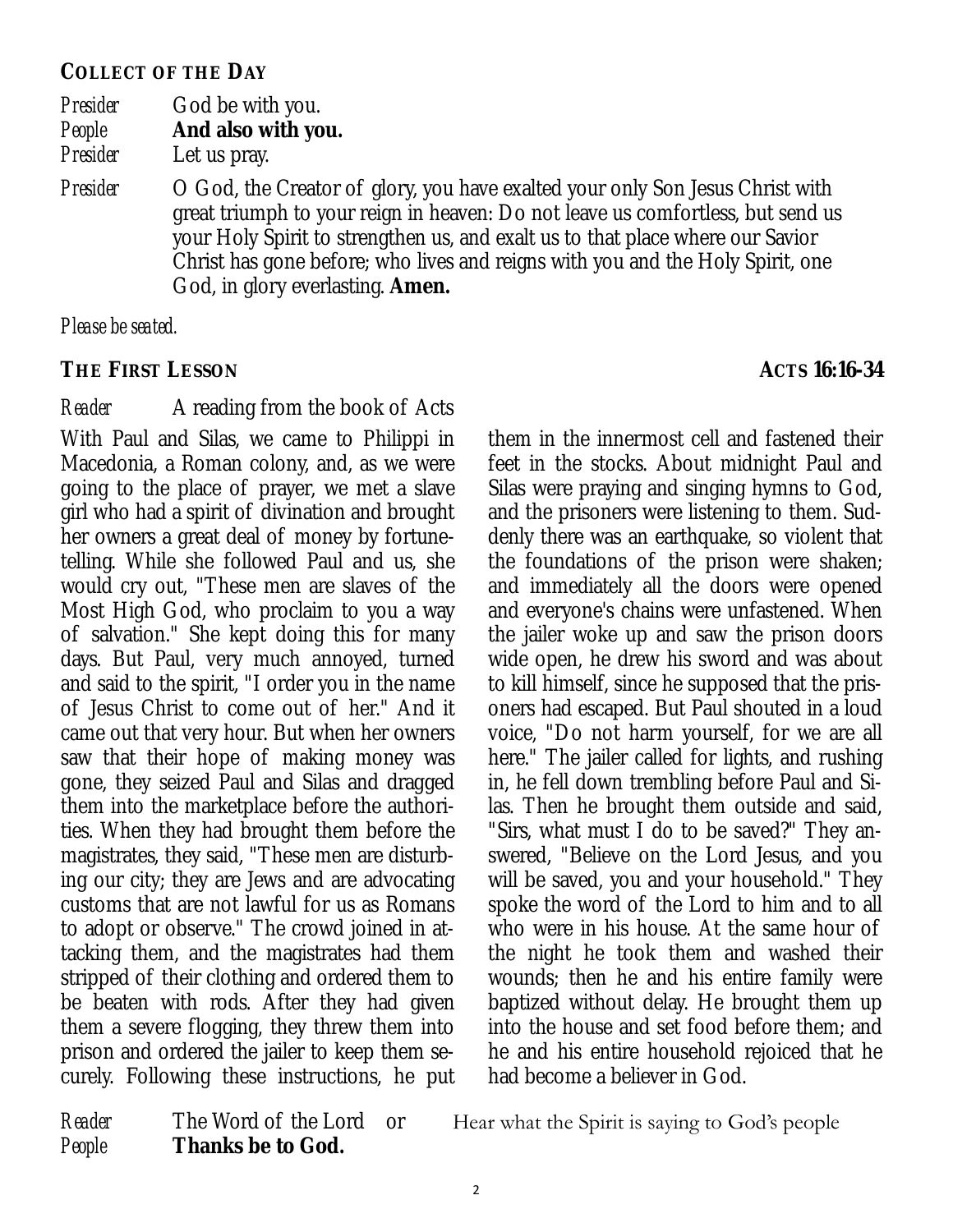## COLLECT OF THE DAY

*Presider* God be with you.
*People* **And also with you.**
*Presider* Let us pray.

*Presider* O God, the Creator of glory, you have exalted your only Son Jesus Christ with great triumph to your reign in heaven: Do not leave us comfortless, but send us your Holy Spirit to strengthen us, and exalt us to that place where our Savior Christ has gone before; who lives and reigns with you and the Holy Spirit, one God, in glory everlasting. **Amen.**

*Please be seated.*

## THE FIRST LESSON — ACTS 16:16-34

*Reader* A reading from the book of Acts

With Paul and Silas, we came to Philippi in Macedonia, a Roman colony, and, as we were going to the place of prayer, we met a slave girl who had a spirit of divination and brought her owners a great deal of money by fortune-telling. While she followed Paul and us, she would cry out, "These men are slaves of the Most High God, who proclaim to you a way of salvation." She kept doing this for many days. But Paul, very much annoyed, turned and said to the spirit, "I order you in the name of Jesus Christ to come out of her." And it came out that very hour. But when her owners saw that their hope of making money was gone, they seized Paul and Silas and dragged them into the marketplace before the authorities. When they had brought them before the magistrates, they said, "These men are disturbing our city; they are Jews and are advocating customs that are not lawful for us as Romans to adopt or observe." The crowd joined in attacking them, and the magistrates had them stripped of their clothing and ordered them to be beaten with rods. After they had given them a severe flogging, they threw them into prison and ordered the jailer to keep them securely. Following these instructions, he put them in the innermost cell and fastened their feet in the stocks. About midnight Paul and Silas were praying and singing hymns to God, and the prisoners were listening to them. Suddenly there was an earthquake, so violent that the foundations of the prison were shaken; and immediately all the doors were opened and everyone's chains were unfastened. When the jailer woke up and saw the prison doors wide open, he drew his sword and was about to kill himself, since he supposed that the prisoners had escaped. But Paul shouted in a loud voice, "Do not harm yourself, for we are all here." The jailer called for lights, and rushing in, he fell down trembling before Paul and Silas. Then he brought them outside and said, "Sirs, what must I do to be saved?" They answered, "Believe on the Lord Jesus, and you will be saved, you and your household." They spoke the word of the Lord to him and to all who were in his house. At the same hour of the night he took them and washed their wounds; then he and his entire family were baptized without delay. He brought them up into the house and set food before them; and he and his entire household rejoiced that he had become a believer in God.

*Reader* The Word of the Lord or Hear what the Spirit is saying to God's people
*People* **Thanks be to God.**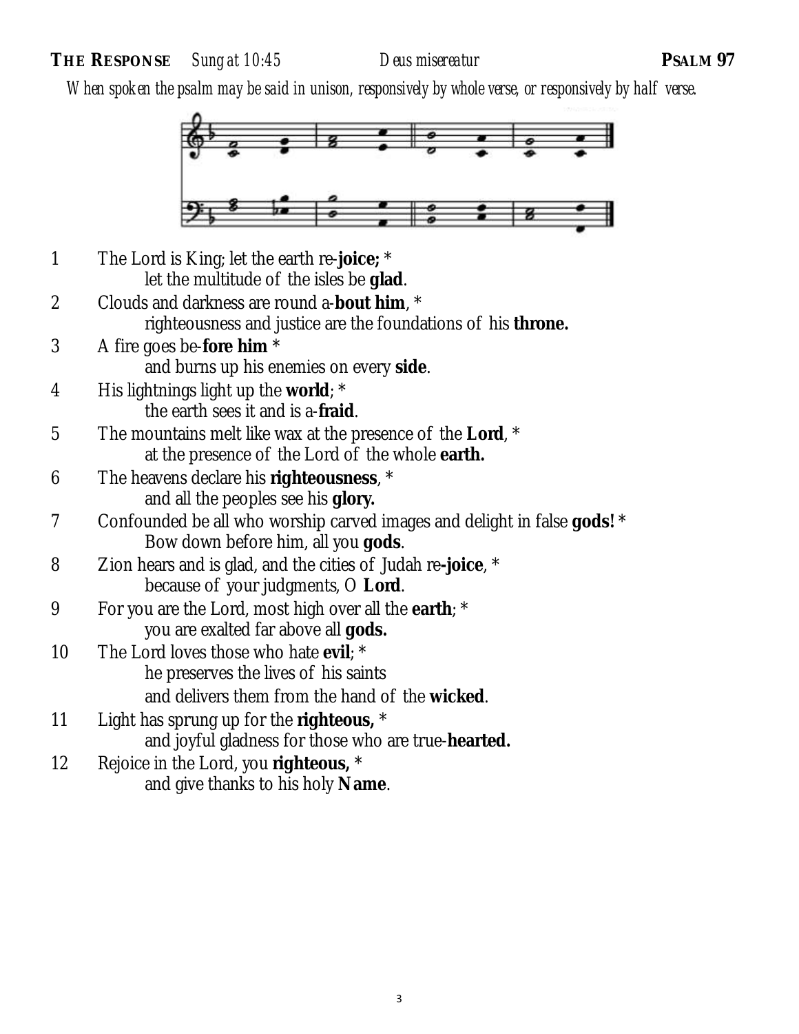**THE RESPONSE** *Sung at 10:45* *Deus misereatur* **PSALM 97**

*When spoken the psalm may be said in unison, responsively by whole verse, or responsively by half verse.*

1 The Lord is King; let the earth re-**joice;** *
let the multitude of the isles be **glad**.

2 Clouds and darkness are round a-**bout him**, *
righteousness and justice are the foundations of his **throne.**

3 A fire goes be-**fore him** *
and burns up his enemies on every **side**.

4 His lightnings light up the **world**; *
the earth sees it and is a-**fraid**.

5 The mountains melt like wax at the presence of the **Lord**, *
at the presence of the Lord of the whole **earth.**

6 The heavens declare his **righteousness**, *
and all the peoples see his **glory.**

7 Confounded be all who worship carved images and delight in false **gods!** *
Bow down before him, all you **gods**.

8 Zion hears and is glad, and the cities of Judah re**-joice**, *
because of your judgments, O **Lord**.

9 For you are the Lord, most high over all the **earth**; *
you are exalted far above all **gods.**

10 The Lord loves those who hate **evil**; *
he preserves the lives of his saints
and delivers them from the hand of the **wicked**.

11 Light has sprung up for the **righteous,** *
and joyful gladness for those who are true-**hearted.**

12 Rejoice in the Lord, you **righteous,** *
and give thanks to his holy **Name**.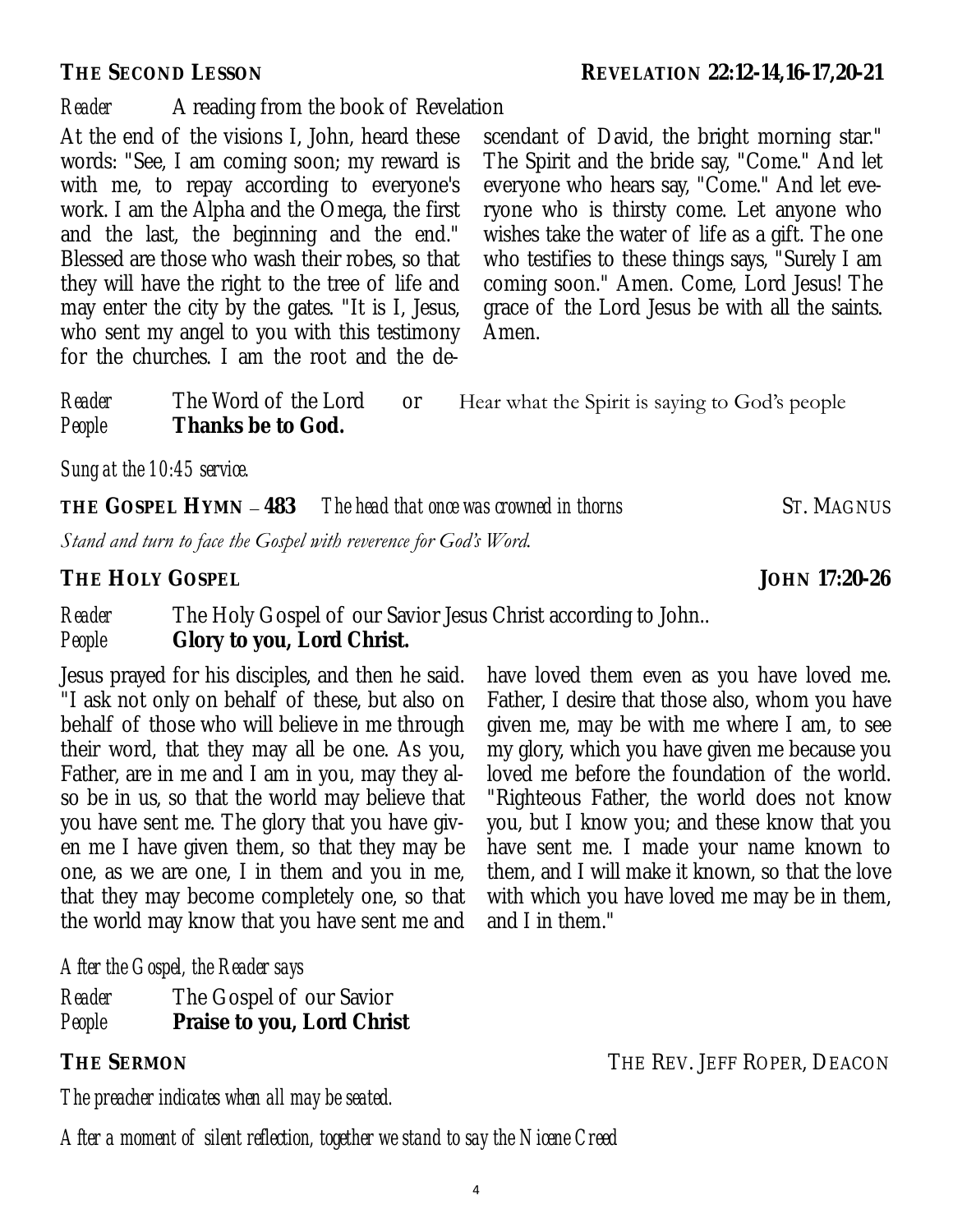## THE SECOND LESSON — REVELATION 22:12-14,16-17,20-21

*Reader* A reading from the book of Revelation

At the end of the visions I, John, heard these words: "See, I am coming soon; my reward is with me, to repay according to everyone's work. I am the Alpha and the Omega, the first and the last, the beginning and the end." Blessed are those who wash their robes, so that they will have the right to the tree of life and may enter the city by the gates. "It is I, Jesus, who sent my angel to you with this testimony for the churches. I am the root and the descendant of David, the bright morning star." The Spirit and the bride say, "Come." And let everyone who hears say, "Come." And let everyone who is thirsty come. Let anyone who wishes take the water of life as a gift. The one who testifies to these things says, "Surely I am coming soon." Amen. Come, Lord Jesus! The grace of the Lord Jesus be with all the saints. Amen.

*Reader* The Word of the Lord or Hear what the Spirit is saying to God's people
*People* **Thanks be to God.**

*Sung at the 10:45 service.*

**THE GOSPEL HYMN – 483** *The head that once was crowned in thorns* ST. MAGNUS

*Stand and turn to face the Gospel with reverence for God's Word.*

## THE HOLY GOSPEL — JOHN 17:20-26

*Reader* The Holy Gospel of our Savior Jesus Christ according to John..
*People* **Glory to you, Lord Christ.**

Jesus prayed for his disciples, and then he said. "I ask not only on behalf of these, but also on behalf of those who will believe in me through their word, that they may all be one. As you, Father, are in me and I am in you, may they also be in us, so that the world may believe that you have sent me. The glory that you have given me I have given them, so that they may be one, as we are one, I in them and you in me, that they may become completely one, so that the world may know that you have sent me and have loved them even as you have loved me. Father, I desire that those also, whom you have given me, may be with me where I am, to see my glory, which you have given me because you loved me before the foundation of the world. "Righteous Father, the world does not know you, but I know you; and these know that you have sent me. I made your name known to them, and I will make it known, so that the love with which you have loved me may be in them, and I in them."

*After the Gospel, the Reader says*

*Reader* The Gospel of our Savior
*People* **Praise to you, Lord Christ**

## THE SERMON — THE REV. JEFF ROPER, DEACON

*The preacher indicates when all may be seated.*

*After a moment of silent reflection, together we stand to say the Nicene Creed*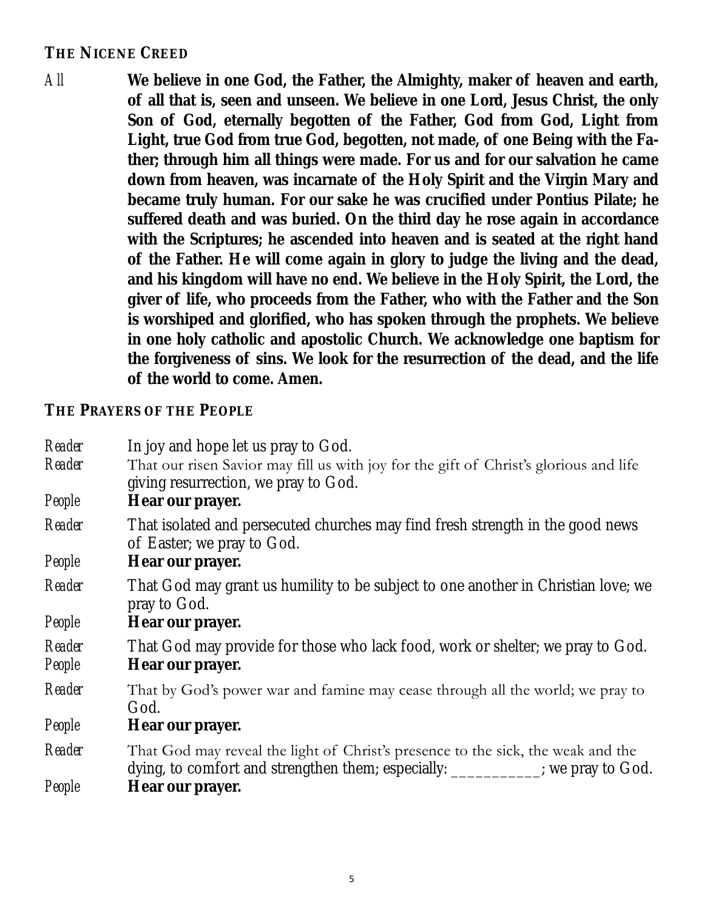## THE NICENE CREED

*All* **We believe in one God, the Father, the Almighty, maker of heaven and earth, of all that is, seen and unseen. We believe in one Lord, Jesus Christ, the only Son of God, eternally begotten of the Father, God from God, Light from Light, true God from true God, begotten, not made, of one Being with the Father; through him all things were made. For us and for our salvation he came down from heaven, was incarnate of the Holy Spirit and the Virgin Mary and became truly human. For our sake he was crucified under Pontius Pilate; he suffered death and was buried. On the third day he rose again in accordance with the Scriptures; he ascended into heaven and is seated at the right hand of the Father. He will come again in glory to judge the living and the dead, and his kingdom will have no end. We believe in the Holy Spirit, the Lord, the giver of life, who proceeds from the Father, who with the Father and the Son is worshiped and glorified, who has spoken through the prophets. We believe in one holy catholic and apostolic Church. We acknowledge one baptism for the forgiveness of sins. We look for the resurrection of the dead, and the life of the world to come. Amen.**

## THE PRAYERS OF THE PEOPLE

*Reader* In joy and hope let us pray to God.

*Reader* That our risen Savior may fill us with joy for the gift of Christ's glorious and life giving resurrection, we pray to God.

*People* **Hear our prayer.**

*Reader* That isolated and persecuted churches may find fresh strength in the good news of Easter; we pray to God.

*People* **Hear our prayer.**

*Reader* That God may grant us humility to be subject to one another in Christian love; we pray to God.

*People* **Hear our prayer.**

*Reader* That God may provide for those who lack food, work or shelter; we pray to God.

*People* **Hear our prayer.**

*Reader* That by God's power war and famine may cease through all the world; we pray to God.

*People* **Hear our prayer.**

*Reader* That God may reveal the light of Christ's presence to the sick, the weak and the dying, to comfort and strengthen them; especially: ___________; we pray to God.

*People* **Hear our prayer.**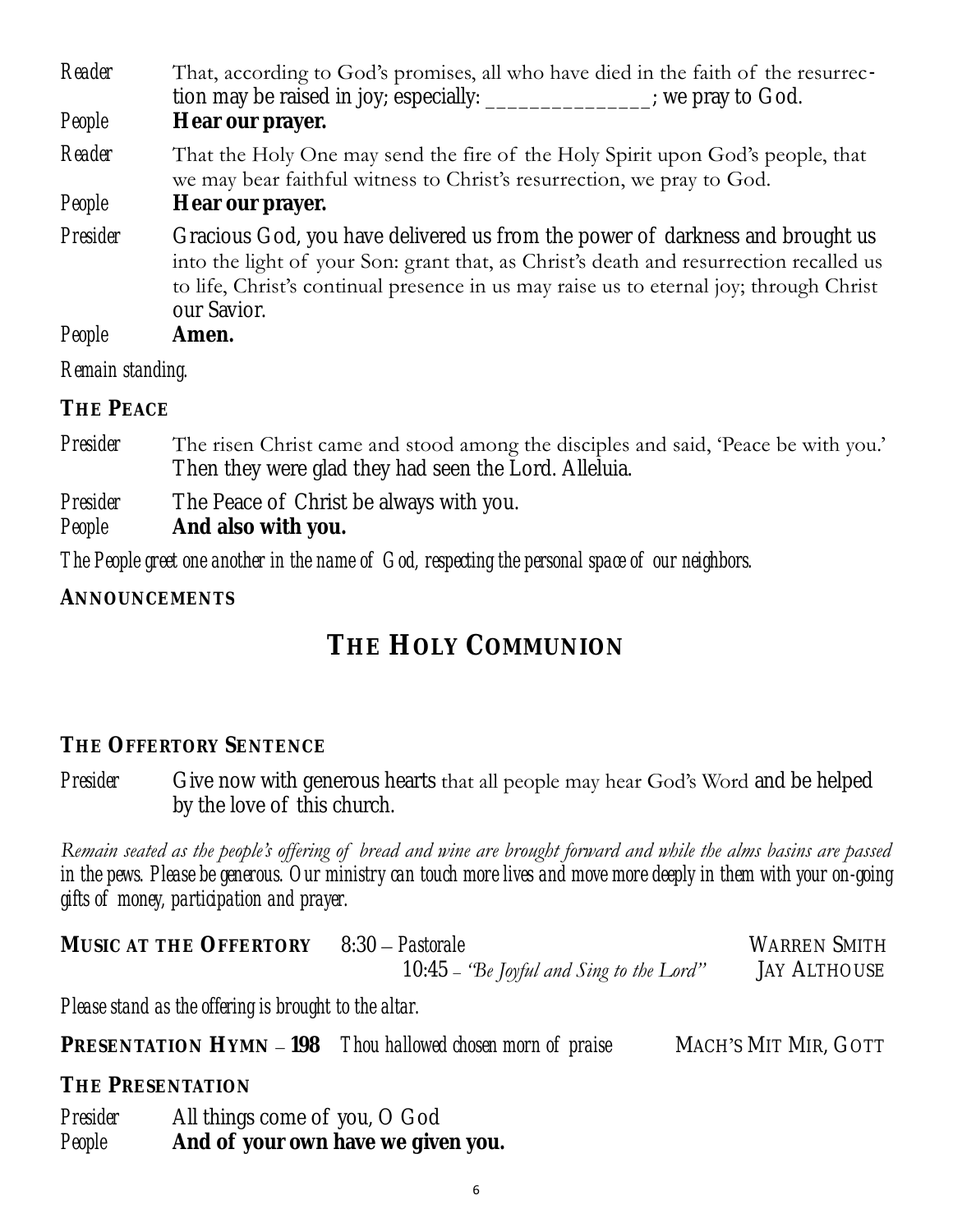*Reader* That, according to God's promises, all who have died in the faith of the resurrection may be raised in joy; especially: _______________; we pray to God.

*People* **Hear our prayer.**

*Reader* That the Holy One may send the fire of the Holy Spirit upon God's people, that we may bear faithful witness to Christ's resurrection, we pray to God.

*People* **Hear our prayer.**

*Presider* Gracious God, you have delivered us from the power of darkness and brought us into the light of your Son: grant that, as Christ's death and resurrection recalled us to life, Christ's continual presence in us may raise us to eternal joy; through Christ our Savior.

*People* **Amen.**

*Remain standing.*

### THE PEACE

*Presider* The risen Christ came and stood among the disciples and said, 'Peace be with you.' Then they were glad they had seen the Lord. Alleluia.

*Presider* The Peace of Christ be always with you.

*People* **And also with you.**

*The People greet one another in the name of God, respecting the personal space of our neighbors.*

### ANNOUNCEMENTS

## THE HOLY COMMUNION

### THE OFFERTORY SENTENCE

*Presider* Give now with generous hearts that all people may hear God's Word and be helped by the love of this church.

*Remain seated as the people's offering of bread and wine are brought forward and while the alms basins are passed in the pews. Please be generous. Our ministry can touch more lives and move more deeply in them with your on-going gifts of money, participation and prayer.*

**MUSIC AT THE OFFERTORY** 8:30 – *Pastorale* WARREN SMITH
10:45 – *"Be Joyful and Sing to the Lord"* JAY ALTHOUSE

*Please stand as the offering is brought to the altar.*

**PRESENTATION HYMN – 198** *Thou hallowed chosen morn of praise* MACH'S MIT MIR, GOTT

### THE PRESENTATION

*Presider* All things come of you, O God

*People* **And of your own have we given you.**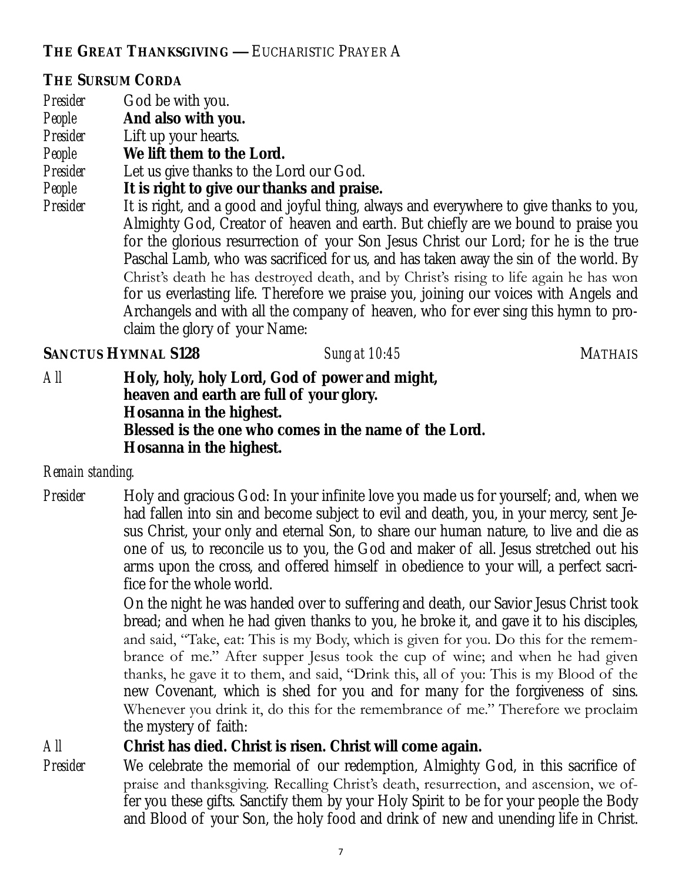## THE GREAT THANKSGIVING — EUCHARISTIC PRAYER A

### THE SURSUM CORDA

*Presider* God be with you.
*People* **And also with you.**
*Presider* Lift up your hearts.
*People* **We lift them to the Lord.**
*Presider* Let us give thanks to the Lord our God.
*People* **It is right to give our thanks and praise.**
*Presider* It is right, and a good and joyful thing, always and everywhere to give thanks to you, Almighty God, Creator of heaven and earth. But chiefly are we bound to praise you for the glorious resurrection of your Son Jesus Christ our Lord; for he is the true Paschal Lamb, who was sacrificed for us, and has taken away the sin of the world. By Christ's death he has destroyed death, and by Christ's rising to life again he has won for us everlasting life. Therefore we praise you, joining our voices with Angels and Archangels and with all the company of heaven, who for ever sing this hymn to proclaim the glory of your Name:

### SANCTUS HYMNAL S128 — *Sung at 10:45* — MATHAIS

*All* **Holy, holy, holy Lord, God of power and might,**
**heaven and earth are full of your glory.**
**Hosanna in the highest.**
**Blessed is the one who comes in the name of the Lord.**
**Hosanna in the highest.**

*Remain standing.*

*Presider* Holy and gracious God: In your infinite love you made us for yourself; and, when we had fallen into sin and become subject to evil and death, you, in your mercy, sent Jesus Christ, your only and eternal Son, to share our human nature, to live and die as one of us, to reconcile us to you, the God and maker of all. Jesus stretched out his arms upon the cross, and offered himself in obedience to your will, a perfect sacrifice for the whole world.

On the night he was handed over to suffering and death, our Savior Jesus Christ took bread; and when he had given thanks to you, he broke it, and gave it to his disciples, and said, "Take, eat: This is my Body, which is given for you. Do this for the remembrance of me." After supper Jesus took the cup of wine; and when he had given thanks, he gave it to them, and said, "Drink this, all of you: This is my Blood of the new Covenant, which is shed for you and for many for the forgiveness of sins. Whenever you drink it, do this for the remembrance of me." Therefore we proclaim the mystery of faith:

*All* **Christ has died. Christ is risen. Christ will come again.**

*Presider* We celebrate the memorial of our redemption, Almighty God, in this sacrifice of praise and thanksgiving. Recalling Christ's death, resurrection, and ascension, we offer you these gifts. Sanctify them by your Holy Spirit to be for your people the Body and Blood of your Son, the holy food and drink of new and unending life in Christ.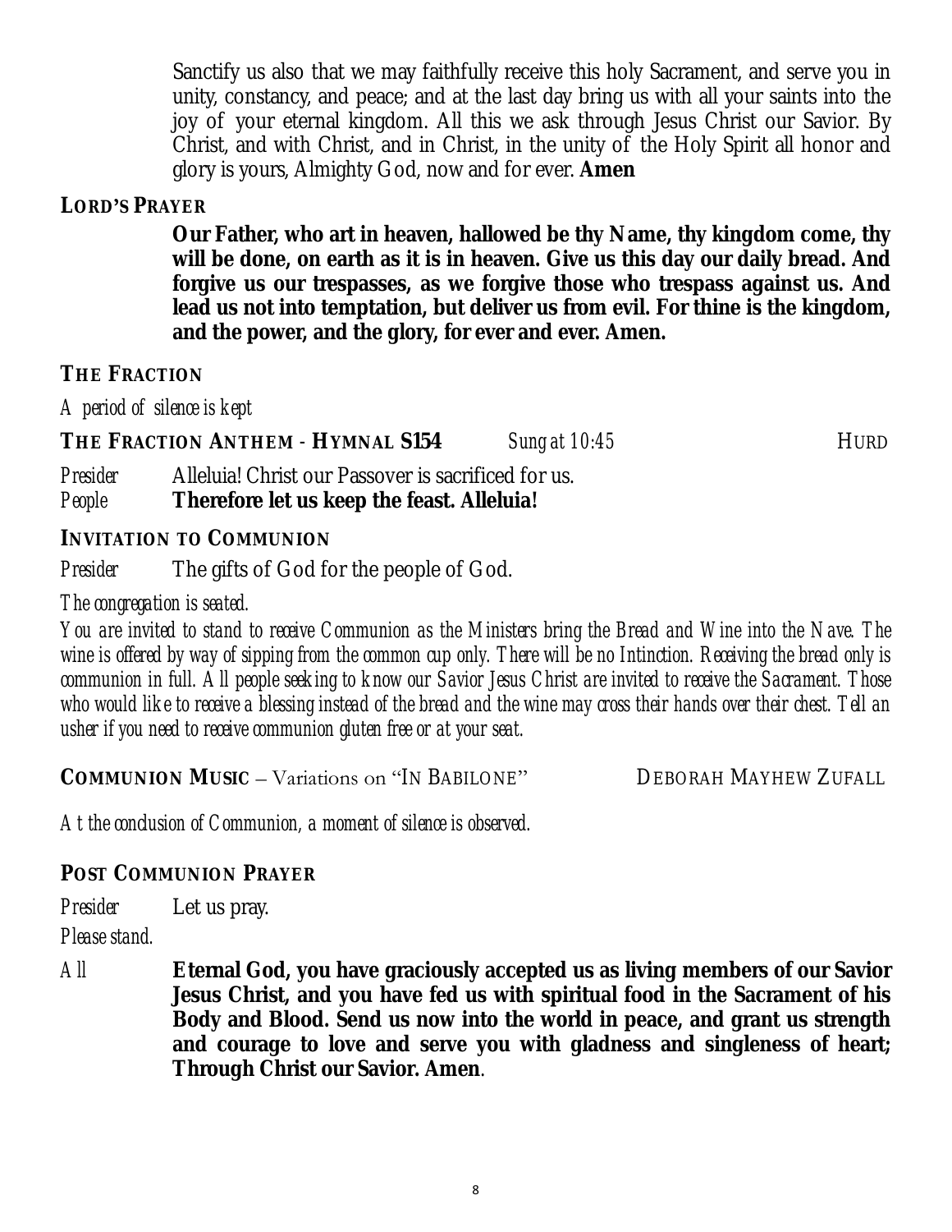Sanctify us also that we may faithfully receive this holy Sacrament, and serve you in unity, constancy, and peace; and at the last day bring us with all your saints into the joy of your eternal kingdom. All this we ask through Jesus Christ our Savior. By Christ, and with Christ, and in Christ, in the unity of the Holy Spirit all honor and glory is yours, Almighty God, now and for ever. **Amen**

**LORD'S PRAYER**

**Our Father, who art in heaven, hallowed be thy Name, thy kingdom come, thy will be done, on earth as it is in heaven. Give us this day our daily bread. And forgive us our trespasses, as we forgive those who trespass against us. And lead us not into temptation, but deliver us from evil. For thine is the kingdom, and the power, and the glory, for ever and ever. Amen.**

**THE FRACTION**

*A period of silence is kept*

**THE FRACTION ANTHEM - HYMNAL S154** *Sung at 10:45* HURD

*Presider* Alleluia! Christ our Passover is sacrificed for us.
*People* **Therefore let us keep the feast. Alleluia!**

**INVITATION TO COMMUNION**

*Presider* The gifts of God for the people of God.

*The congregation is seated.*

*You are invited to stand to receive Communion as the Ministers bring the Bread and Wine into the Nave. The wine is offered by way of sipping from the common cup only. There will be no Intinction. Receiving the bread only is communion in full. All people seeking to know our Savior Jesus Christ are invited to receive the Sacrament. Those who would like to receive a blessing instead of the bread and the wine may cross their hands over their chest. Tell an usher if you need to receive communion gluten free or at your seat.*

**COMMUNION MUSIC** – Variations on "IN BABILONE" DEBORAH MAYHEW ZUFALL

*At the conclusion of Communion, a moment of silence is observed.*

**POST COMMUNION PRAYER**

*Presider* Let us pray.

*Please stand.*

*All* **Eternal God, you have graciously accepted us as living members of our Savior Jesus Christ, and you have fed us with spiritual food in the Sacrament of his Body and Blood. Send us now into the world in peace, and grant us strength and courage to love and serve you with gladness and singleness of heart; Through Christ our Savior. Amen**.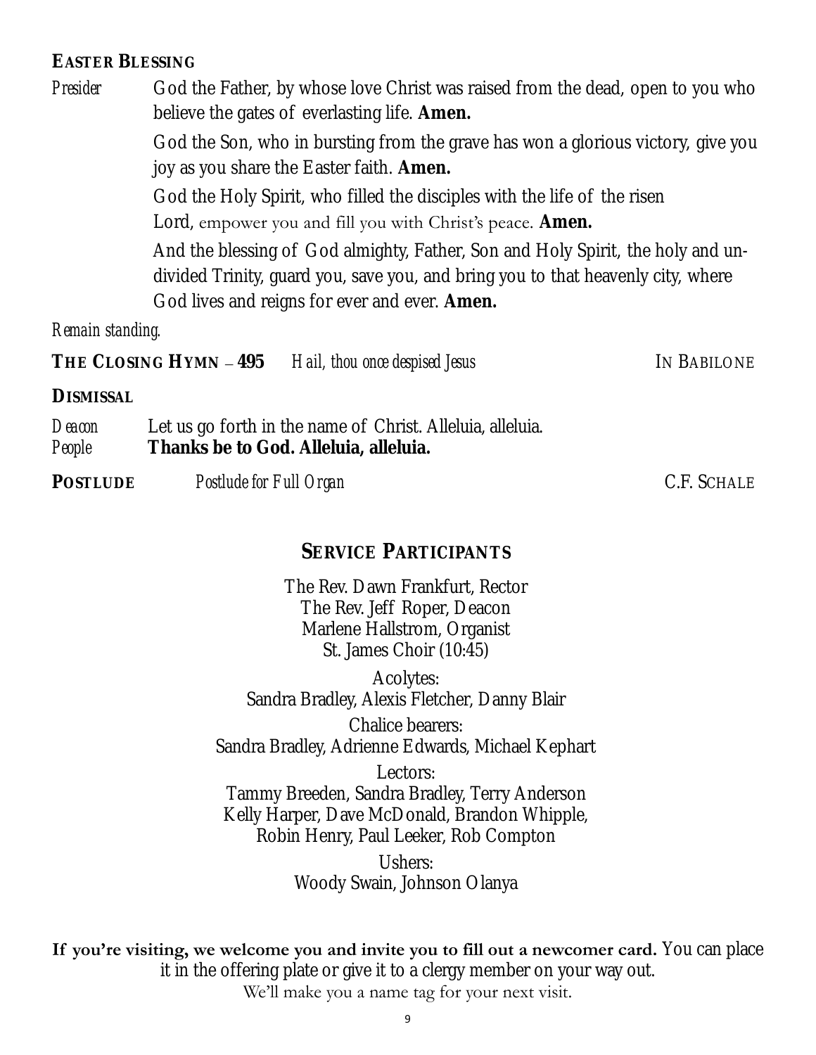**EASTER BLESSING**

*Presider* God the Father, by whose love Christ was raised from the dead, open to you who believe the gates of everlasting life. **Amen.**

God the Son, who in bursting from the grave has won a glorious victory, give you joy as you share the Easter faith. **Amen.**

God the Holy Spirit, who filled the disciples with the life of the risen Lord, empower you and fill you with Christ's peace. **Amen.**

And the blessing of God almighty, Father, Son and Holy Spirit, the holy and undivided Trinity, guard you, save you, and bring you to that heavenly city, where God lives and reigns for ever and ever. **Amen.**

*Remain standing.*

**THE CLOSING HYMN – 495** *Hail, thou once despised Jesus* IN BABILONE

**DISMISSAL**

*Deacon* Let us go forth in the name of Christ. Alleluia, alleluia.
*People* **Thanks be to God. Alleluia, alleluia.**

**POSTLUDE** *Postlude for Full Organ* C.F. SCHALE

## SERVICE PARTICIPANTS

The Rev. Dawn Frankfurt, Rector
The Rev. Jeff Roper, Deacon
Marlene Hallstrom, Organist
St. James Choir (10:45)

Acolytes:
Sandra Bradley, Alexis Fletcher, Danny Blair

Chalice bearers:
Sandra Bradley, Adrienne Edwards, Michael Kephart

Lectors:
Tammy Breeden, Sandra Bradley, Terry Anderson
Kelly Harper, Dave McDonald, Brandon Whipple,
Robin Henry, Paul Leeker, Rob Compton

Ushers:
Woody Swain, Johnson Olanya

**If you're visiting, we welcome you and invite you to fill out a newcomer card.** You can place it in the offering plate or give it to a clergy member on your way out.
We'll make you a name tag for your next visit.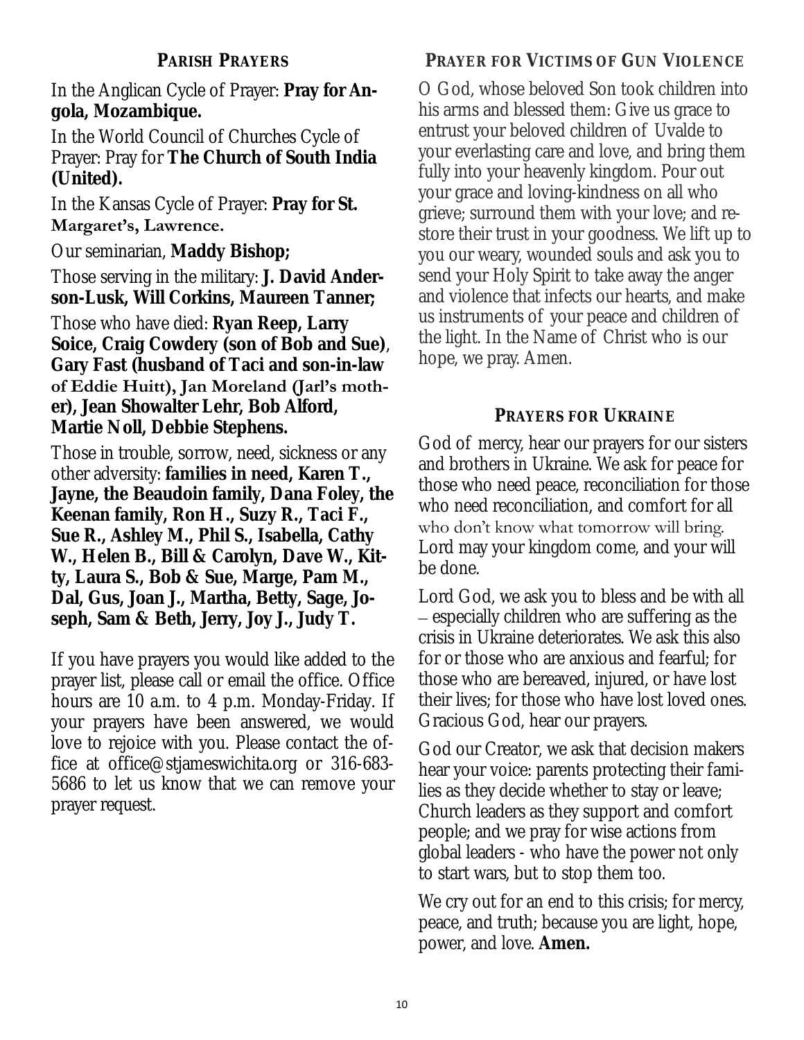## PARISH PRAYERS

In the Anglican Cycle of Prayer: **Pray for Angola, Mozambique.**

In the World Council of Churches Cycle of Prayer: Pray for **The Church of South India (United).**

In the Kansas Cycle of Prayer: **Pray for St. Margaret's, Lawrence.**

Our seminarian, **Maddy Bishop;**

Those serving in the military: **J. David Anderson-Lusk, Will Corkins, Maureen Tanner;**

Those who have died: **Ryan Reep, Larry Soice, Craig Cowdery (son of Bob and Sue)**, **Gary Fast (husband of Taci and son-in-law of Eddie Huitt), Jan Moreland (Jarl's mother), Jean Showalter Lehr, Bob Alford, Martie Noll, Debbie Stephens.**

Those in trouble, sorrow, need, sickness or any other adversity: **families in need, Karen T., Jayne, the Beaudoin family, Dana Foley, the Keenan family, Ron H., Suzy R., Taci F., Sue R., Ashley M., Phil S., Isabella, Cathy W., Helen B., Bill & Carolyn, Dave W., Kitty, Laura S., Bob & Sue, Marge, Pam M., Dal, Gus, Joan J., Martha, Betty, Sage, Joseph, Sam & Beth, Jerry, Joy J., Judy T.**

If you have prayers you would like added to the prayer list, please call or email the office. Office hours are 10 a.m. to 4 p.m. Monday-Friday. If your prayers have been answered, we would love to rejoice with you. Please contact the office at office@stjameswichita.org or 316-683-5686 to let us know that we can remove your prayer request.

## PRAYER FOR VICTIMS OF GUN VIOLENCE

O God, whose beloved Son took children into his arms and blessed them: Give us grace to entrust your beloved children of Uvalde to your everlasting care and love, and bring them fully into your heavenly kingdom. Pour out your grace and loving-kindness on all who grieve; surround them with your love; and restore their trust in your goodness. We lift up to you our weary, wounded souls and ask you to send your Holy Spirit to take away the anger and violence that infects our hearts, and make us instruments of your peace and children of the light. In the Name of Christ who is our hope, we pray. Amen.

## PRAYERS FOR UKRAINE

God of mercy, hear our prayers for our sisters and brothers in Ukraine. We ask for peace for those who need peace, reconciliation for those who need reconciliation, and comfort for all who don't know what tomorrow will bring. Lord may your kingdom come, and your will be done.

Lord God, we ask you to bless and be with all – especially children who are suffering as the crisis in Ukraine deteriorates. We ask this also for or those who are anxious and fearful; for those who are bereaved, injured, or have lost their lives; for those who have lost loved ones. Gracious God, hear our prayers.

God our Creator, we ask that decision makers hear your voice: parents protecting their families as they decide whether to stay or leave; Church leaders as they support and comfort people; and we pray for wise actions from global leaders - who have the power not only to start wars, but to stop them too.

We cry out for an end to this crisis; for mercy, peace, and truth; because you are light, hope, power, and love. **Amen.**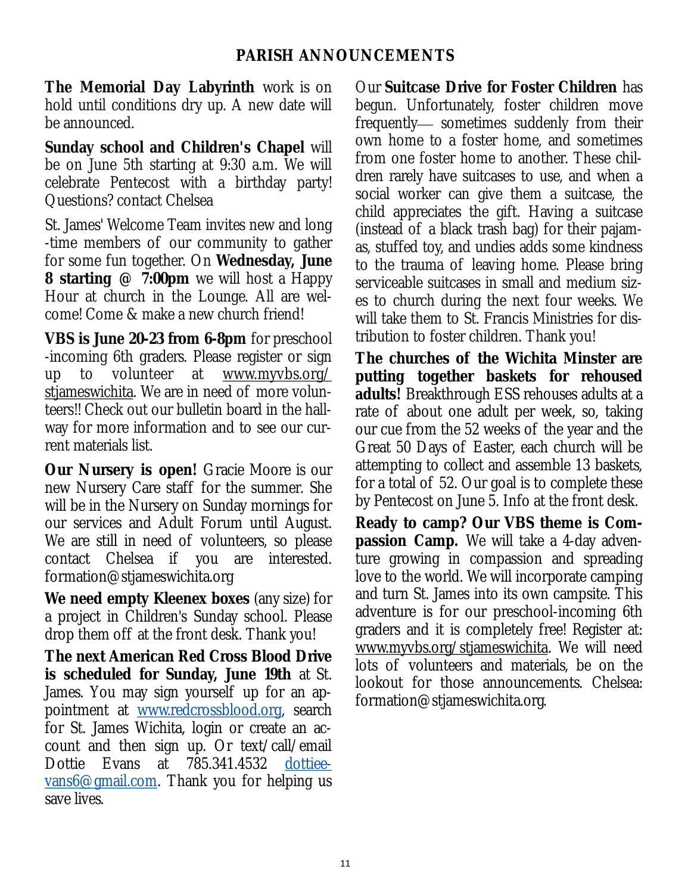## PARISH ANNOUNCEMENTS

**The Memorial Day Labyrinth** work is on hold until conditions dry up. A new date will be announced.

**Sunday school and Children's Chapel** will be on June 5th starting at 9:30 a.m. We will celebrate Pentecost with a birthday party! Questions? contact Chelsea

St. James' Welcome Team invites new and long-time members of our community to gather for some fun together. On **Wednesday, June 8 starting @ 7:00pm** we will host a Happy Hour at church in the Lounge. All are welcome! Come & make a new church friend!

**VBS is June 20-23 from 6-8pm** for preschool-incoming 6th graders. Please register or sign up to volunteer at www.myvbs.org/stjameswichita. We are in need of more volunteers!! Check out our bulletin board in the hallway for more information and to see our current materials list.

**Our Nursery is open!** Gracie Moore is our new Nursery Care staff for the summer. She will be in the Nursery on Sunday mornings for our services and Adult Forum until August. We are still in need of volunteers, so please contact Chelsea if you are interested. formation@stjameswichita.org

**We need empty Kleenex boxes** (any size) for a project in Children's Sunday school. Please drop them off at the front desk. Thank you!

**The next American Red Cross Blood Drive is scheduled for Sunday, June 19th** at St. James. You may sign yourself up for an appointment at www.redcrossblood.org, search for St. James Wichita, login or create an account and then sign up. Or text/call/email Dottie Evans at 785.341.4532 dottieevans6@gmail.com. Thank you for helping us save lives.

Our **Suitcase Drive for Foster Children** has begun. Unfortunately, foster children move frequently— sometimes suddenly from their own home to a foster home, and sometimes from one foster home to another. These children rarely have suitcases to use, and when a social worker can give them a suitcase, the child appreciates the gift. Having a suitcase (instead of a black trash bag) for their pajamas, stuffed toy, and undies adds some kindness to the trauma of leaving home. Please bring serviceable suitcases in small and medium sizes to church during the next four weeks. We will take them to St. Francis Ministries for distribution to foster children. Thank you!

**The churches of the Wichita Minster are putting together baskets for rehoused adults!** Breakthrough ESS rehouses adults at a rate of about one adult per week, so, taking our cue from the 52 weeks of the year and the Great 50 Days of Easter, each church will be attempting to collect and assemble 13 baskets, for a total of 52. Our goal is to complete these by Pentecost on June 5. Info at the front desk.

**Ready to camp? Our VBS theme is Compassion Camp.** We will take a 4-day adventure growing in compassion and spreading love to the world. We will incorporate camping and turn St. James into its own campsite. This adventure is for our preschool-incoming 6th graders and it is completely free! Register at: www.myvbs.org/stjameswichita. We will need lots of volunteers and materials, be on the lookout for those announcements. Chelsea: formation@stjameswichita.org.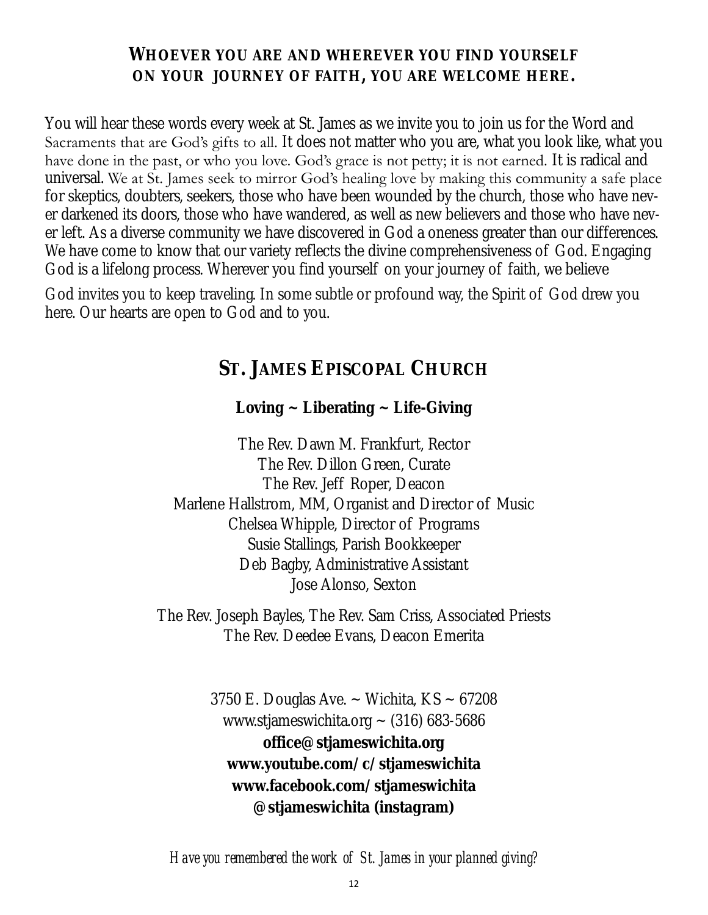**WHOEVER YOU ARE AND WHEREVER YOU FIND YOURSELF ON YOUR JOURNEY OF FAITH, YOU ARE WELCOME HERE.**

You will hear these words every week at St. James as we invite you to join us for the Word and Sacraments that are God's gifts to all. It does not matter who you are, what you look like, what you have done in the past, or who you love. God's grace is not petty; it is not earned. It is radical and universal. We at St. James seek to mirror God's healing love by making this community a safe place for skeptics, doubters, seekers, those who have been wounded by the church, those who have never darkened its doors, those who have wandered, as well as new believers and those who have never left. As a diverse community we have discovered in God a oneness greater than our differences. We have come to know that our variety reflects the divine comprehensiveness of God. Engaging God is a lifelong process. Wherever you find yourself on your journey of faith, we believe God invites you to keep traveling. In some subtle or profound way, the Spirit of God drew you here. Our hearts are open to God and to you.

## ST. JAMES EPISCOPAL CHURCH

**Loving ~ Liberating ~ Life-Giving**

The Rev. Dawn M. Frankfurt, Rector
The Rev. Dillon Green, Curate
The Rev. Jeff Roper, Deacon
Marlene Hallstrom, MM, Organist and Director of Music
Chelsea Whipple, Director of Programs
Susie Stallings, Parish Bookkeeper
Deb Bagby, Administrative Assistant
Jose Alonso, Sexton

The Rev. Joseph Bayles, The Rev. Sam Criss, Associated Priests
The Rev. Deedee Evans, Deacon Emerita

3750 E. Douglas Ave. ~ Wichita, KS ~ 67208
www.stjameswichita.org ~ (316) 683-5686
**office@stjameswichita.org**
**www.youtube.com/c/stjameswichita**
**www.facebook.com/stjameswichita**
**@stjameswichita (instagram)**

*Have you remembered the work of St. James in your planned giving?*